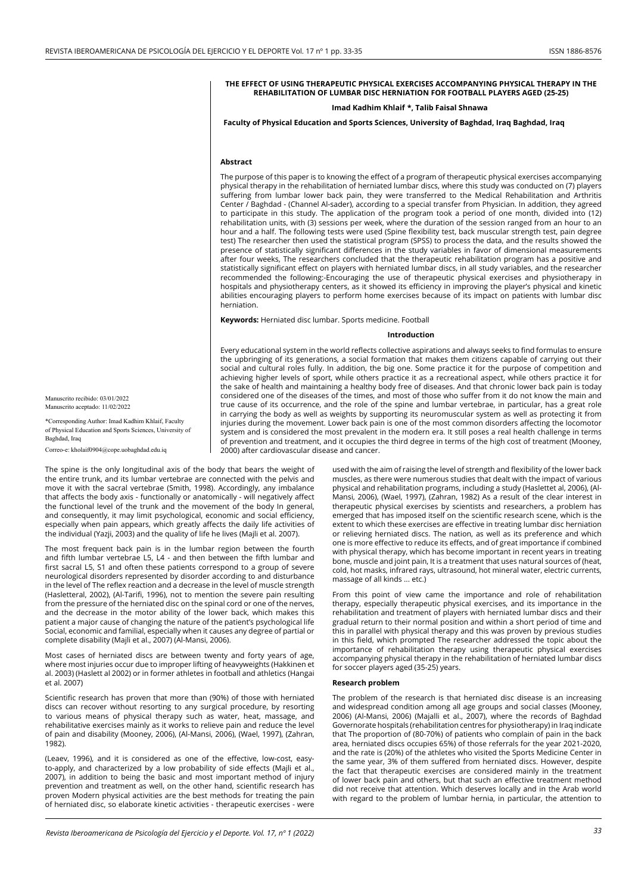# THE EFFECT OF USING THERAPEUTIC PHYSICAL EXERCISES ACCOMPANYING PHYSICAL THERAPY IN THE REHABILITATION OF LUMBAR DISC HERNIATION FOR FOOTBALL PLAYERS AGED (25-25)

**Imad Kadhim Khlaif \*, Talib Faisal Shnawa**

**Faculty of Physical Education and Sports Sciences, University of Baghdad, Iraq Baghdad, Iraq**

Manuscrito recibido: 03/01/2022
Manuscrito aceptado: 11/02/2022

*Corresponding Author: Imad Kadhim Khlaif, Faculty of Physical Education and Sports Sciences, University of Baghdad, Iraq

Correo-e: kholaif0904@cope.uobaghdad.edu.iq

## Abstract

The purpose of this paper is to knowing the effect of a program of therapeutic physical exercises accompanying physical therapy in the rehabilitation of herniated lumbar discs, where this study was conducted on (7) players suffering from lumbar lower back pain, they were transferred to the Medical Rehabilitation and Arthritis Center / Baghdad - (Channel Al-sader), according to a special transfer from Physician. In addition, they agreed to participate in this study. The application of the program took a period of one month, divided into (12) rehabilitation units, with (3) sessions per week, where the duration of the session ranged from an hour to an hour and a half. The following tests were used (Spine flexibility test, back muscular strength test, pain degree test) The researcher then used the statistical program (SPSS) to process the data, and the results showed the presence of statistically significant differences in the study variables in favor of dimensional measurements after four weeks, The researchers concluded that the therapeutic rehabilitation program has a positive and statistically significant effect on players with herniated lumbar discs, in all study variables, and the researcher recommended the following:-Encouraging the use of therapeutic physical exercises and physiotherapy in hospitals and physiotherapy centers, as it showed its efficiency in improving the player's physical and kinetic abilities encouraging players to perform home exercises because of its impact on patients with lumbar disc herniation.

**Keywords:** Herniated disc lumbar. Sports medicine. Football

## Introduction

Every educational system in the world reflects collective aspirations and always seeks to find formulas to ensure the upbringing of its generations, a social formation that makes them citizens capable of carrying out their social and cultural roles fully. In addition, the big one. Some practice it for the purpose of competition and achieving higher levels of sport, while others practice it as a recreational aspect, while others practice it for the sake of health and maintaining a healthy body free of diseases. And that chronic lower back pain is today considered one of the diseases of the times, and most of those who suffer from it do not know the main and true cause of its occurrence, and the role of the spine and lumbar vertebrae, in particular, has a great role in carrying the body as well as weights by supporting its neuromuscular system as well as protecting it from injuries during the movement. Lower back pain is one of the most common disorders affecting the locomotor system and is considered the most prevalent in the modern era. It still poses a real health challenge in terms of prevention and treatment, and it occupies the third degree in terms of the high cost of treatment (Mooney, 2000) after cardiovascular disease and cancer.

The spine is the only longitudinal axis of the body that bears the weight of the entire trunk, and its lumbar vertebrae are connected with the pelvis and move it with the sacral vertebrae (Smith, 1998). Accordingly, any imbalance that affects the body axis - functionally or anatomically - will negatively affect the functional level of the trunk and the movement of the body In general, and consequently, it may limit psychological, economic and social efficiency, especially when pain appears, which greatly affects the daily life activities of the individual (Yazji, 2003) and the quality of life he lives (Majli et al. 2007).

The most frequent back pain is in the lumbar region between the fourth and fifth lumbar vertebrae L5, L4 - and then between the fifth lumbar and first sacral L5, S1 and often these patients correspond to a group of severe neurological disorders represented by disorder according to and disturbance in the level of The reflex reaction and a decrease in the level of muscle strength (Hasletteral, 2002), (Al-Tarifi, 1996), not to mention the severe pain resulting from the pressure of the herniated disc on the spinal cord or one of the nerves, and the decrease in the motor ability of the lower back, which makes this patient a major cause of changing the nature of the patient's psychological life Social, economic and familial, especially when it causes any degree of partial or complete disability (Majli et al., 2007) (Al-Mansi, 2006).

Most cases of herniated discs are between twenty and forty years of age, where most injuries occur due to improper lifting of heavyweights (Hakkinen et al. 2003) (Haslett al 2002) or in former athletes in football and athletics (Hangai et al. 2007)

Scientific research has proven that more than (90%) of those with herniated discs can recover without resorting to any surgical procedure, by resorting to various means of physical therapy such as water, heat, massage, and rehabilitative exercises mainly as it works to relieve pain and reduce the level of pain and disability (Mooney, 2006), (Al-Mansi, 2006), (Wael, 1997), (Zahran, 1982).

(Leaev, 1996), and it is considered as one of the effective, low-cost, easy-to-apply, and characterized by a low probability of side effects (Majli et al., 2007), in addition to being the basic and most important method of injury prevention and treatment as well, on the other hand, scientific research has proven Modern physical activities are the best methods for treating the pain of herniated disc, so elaborate kinetic activities - therapeutic exercises - were used with the aim of raising the level of strength and flexibility of the lower back muscles, as there were numerous studies that dealt with the impact of various physical and rehabilitation programs, including a study (Haslettet al, 2006), (Al-Mansi, 2006), (Wael, 1997), (Zahran, 1982) As a result of the clear interest in therapeutic physical exercises by scientists and researchers, a problem has emerged that has imposed itself on the scientific research scene, which is the extent to which these exercises are effective in treating lumbar disc herniation or relieving herniated discs. The nation, as well as its preference and which one is more effective to reduce its effects, and of great importance if combined with physical therapy, which has become important in recent years in treating bone, muscle and joint pain, It is a treatment that uses natural sources of (heat, cold, hot masks, infrared rays, ultrasound, hot mineral water, electric currents, massage of all kinds ... etc.)

From this point of view came the importance and role of rehabilitation therapy, especially therapeutic physical exercises, and its importance in the rehabilitation and treatment of players with herniated lumbar discs and their gradual return to their normal position and within a short period of time and this in parallel with physical therapy and this was proven by previous studies in this field, which prompted The researcher addressed the topic about the importance of rehabilitation therapy using therapeutic physical exercises accompanying physical therapy in the rehabilitation of herniated lumbar discs for soccer players aged (35-25) years.

### Research problem

The problem of the research is that herniated disc disease is an increasing and widespread condition among all age groups and social classes (Mooney, 2006) (Al-Mansi, 2006) (Majalli et al., 2007), where the records of Baghdad Governorate hospitals (rehabilitation centres for physiotherapy) in Iraq indicate that The proportion of (80-70%) of patients who complain of pain in the back area, herniated discs occupies 65%) of those referrals for the year 2021-2020, and the rate is (20%) of the athletes who visited the Sports Medicine Center in the same year, 3% of them suffered from herniated discs. However, despite the fact that therapeutic exercises are considered mainly in the treatment of lower back pain and others, but that such an effective treatment method did not receive that attention. Which deserves locally and in the Arab world with regard to the problem of lumbar hernia, in particular, the attention to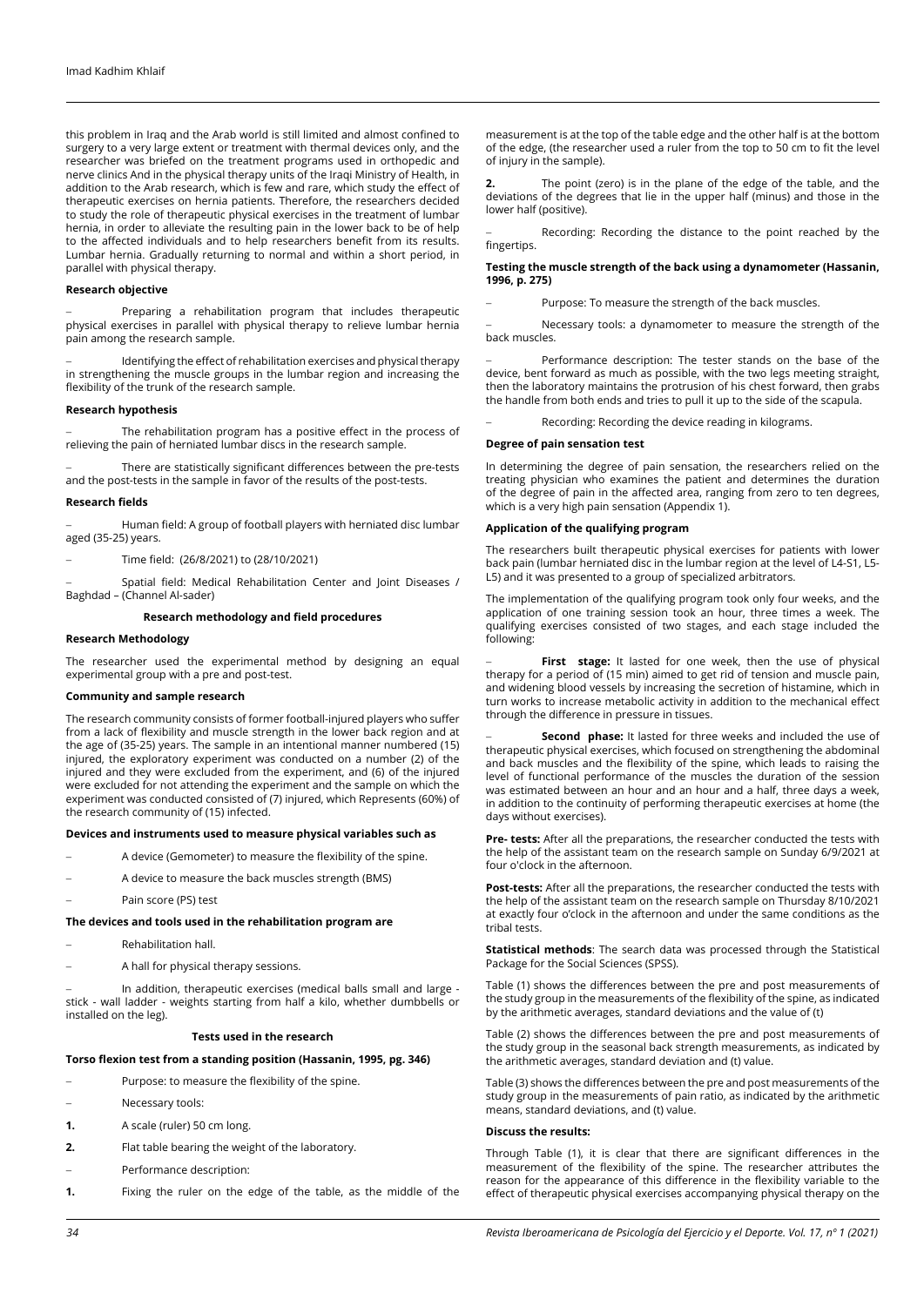this problem in Iraq and the Arab world is still limited and almost confined to surgery to a very large extent or treatment with thermal devices only, and the researcher was briefed on the treatment programs used in orthopedic and nerve clinics And in the physical therapy units of the Iraqi Ministry of Health, in addition to the Arab research, which is few and rare, which study the effect of therapeutic exercises on hernia patients. Therefore, the researchers decided to study the role of therapeutic physical exercises in the treatment of lumbar hernia, in order to alleviate the resulting pain in the lower back to be of help to the affected individuals and to help researchers benefit from its results. Lumbar hernia. Gradually returning to normal and within a short period, in parallel with physical therapy.

**Research objective**

- Preparing a rehabilitation program that includes therapeutic physical exercises in parallel with physical therapy to relieve lumbar hernia pain among the research sample.
- Identifying the effect of rehabilitation exercises and physical therapy in strengthening the muscle groups in the lumbar region and increasing the flexibility of the trunk of the research sample.

**Research hypothesis**

- The rehabilitation program has a positive effect in the process of relieving the pain of herniated lumbar discs in the research sample.
- There are statistically significant differences between the pre-tests and the post-tests in the sample in favor of the results of the post-tests.

**Research fields**

- Human field: A group of football players with herniated disc lumbar aged (35-25) years.
- Time field: (26/8/2021) to (28/10/2021)
- Spatial field: Medical Rehabilitation Center and Joint Diseases / Baghdad – (Channel Al-sader)

**Research methodology and field procedures**

**Research Methodology**

The researcher used the experimental method by designing an equal experimental group with a pre and post-test.

**Community and sample research**

The research community consists of former football-injured players who suffer from a lack of flexibility and muscle strength in the lower back region and at the age of (35-25) years. The sample in an intentional manner numbered (15) injured, the exploratory experiment was conducted on a number (2) of the injured and they were excluded from the experiment, and (6) of the injured were excluded for not attending the experiment and the sample on which the experiment was conducted consisted of (7) injured, which Represents (60%) of the research community of (15) infected.

**Devices and instruments used to measure physical variables such as**

- A device (Gemometer) to measure the flexibility of the spine.
- A device to measure the back muscles strength (BMS)
- Pain score (PS) test

**The devices and tools used in the rehabilitation program are**

- Rehabilitation hall.
- A hall for physical therapy sessions.
- In addition, therapeutic exercises (medical balls small and large - stick - wall ladder - weights starting from half a kilo, whether dumbbells or installed on the leg).

**Tests used in the research**

**Torso flexion test from a standing position (Hassanin, 1995, pg. 346)**

- Purpose: to measure the flexibility of the spine.
- Necessary tools:

1. A scale (ruler) 50 cm long.
2. Flat table bearing the weight of the laboratory.

- Performance description:

1. Fixing the ruler on the edge of the table, as the middle of the measurement is at the top of the table edge and the other half is at the bottom of the edge, (the researcher used a ruler from the top to 50 cm to fit the level of injury in the sample).
2. The point (zero) is in the plane of the edge of the table, and the deviations of the degrees that lie in the upper half (minus) and those in the lower half (positive).

- Recording: Recording the distance to the point reached by the fingertips.

**Testing the muscle strength of the back using a dynamometer (Hassanin, 1996, p. 275)**

- Purpose: To measure the strength of the back muscles.
- Necessary tools: a dynamometer to measure the strength of the back muscles.
- Performance description: The tester stands on the base of the device, bent forward as much as possible, with the two legs meeting straight, then the laboratory maintains the protrusion of his chest forward, then grabs the handle from both ends and tries to pull it up to the side of the scapula.
- Recording: Recording the device reading in kilograms.

**Degree of pain sensation test**

In determining the degree of pain sensation, the researchers relied on the treating physician who examines the patient and determines the duration of the degree of pain in the affected area, ranging from zero to ten degrees, which is a very high pain sensation (Appendix 1).

**Application of the qualifying program**

The researchers built therapeutic physical exercises for patients with lower back pain (lumbar herniated disc in the lumbar region at the level of L4-S1, L5-L5) and it was presented to a group of specialized arbitrators.

The implementation of the qualifying program took only four weeks, and the application of one training session took an hour, three times a week. The qualifying exercises consisted of two stages, and each stage included the following:

- **First stage:** It lasted for one week, then the use of physical therapy for a period of (15 min) aimed to get rid of tension and muscle pain, and widening blood vessels by increasing the secretion of histamine, which in turn works to increase metabolic activity in addition to the mechanical effect through the difference in pressure in tissues.
- **Second phase:** It lasted for three weeks and included the use of therapeutic physical exercises, which focused on strengthening the abdominal and back muscles and the flexibility of the spine, which leads to raising the level of functional performance of the muscles the duration of the session was estimated between an hour and an hour and a half, three days a week, in addition to the continuity of performing therapeutic exercises at home (the days without exercises).

**Pre- tests:** After all the preparations, the researcher conducted the tests with the help of the assistant team on the research sample on Sunday 6/9/2021 at four o'clock in the afternoon.

**Post-tests:** After all the preparations, the researcher conducted the tests with the help of the assistant team on the research sample on Thursday 8/10/2021 at exactly four o'clock in the afternoon and under the same conditions as the tribal tests.

**Statistical methods**: The search data was processed through the Statistical Package for the Social Sciences (SPSS).

Table (1) shows the differences between the pre and post measurements of the study group in the measurements of the flexibility of the spine, as indicated by the arithmetic averages, standard deviations and the value of (t)

Table (2) shows the differences between the pre and post measurements of the study group in the seasonal back strength measurements, as indicated by the arithmetic averages, standard deviation and (t) value.

Table (3) shows the differences between the pre and post measurements of the study group in the measurements of pain ratio, as indicated by the arithmetic means, standard deviations, and (t) value.

**Discuss the results:**

Through Table (1), it is clear that there are significant differences in the measurement of the flexibility of the spine. The researcher attributes the reason for the appearance of this difference in the flexibility variable to the effect of therapeutic physical exercises accompanying physical therapy on the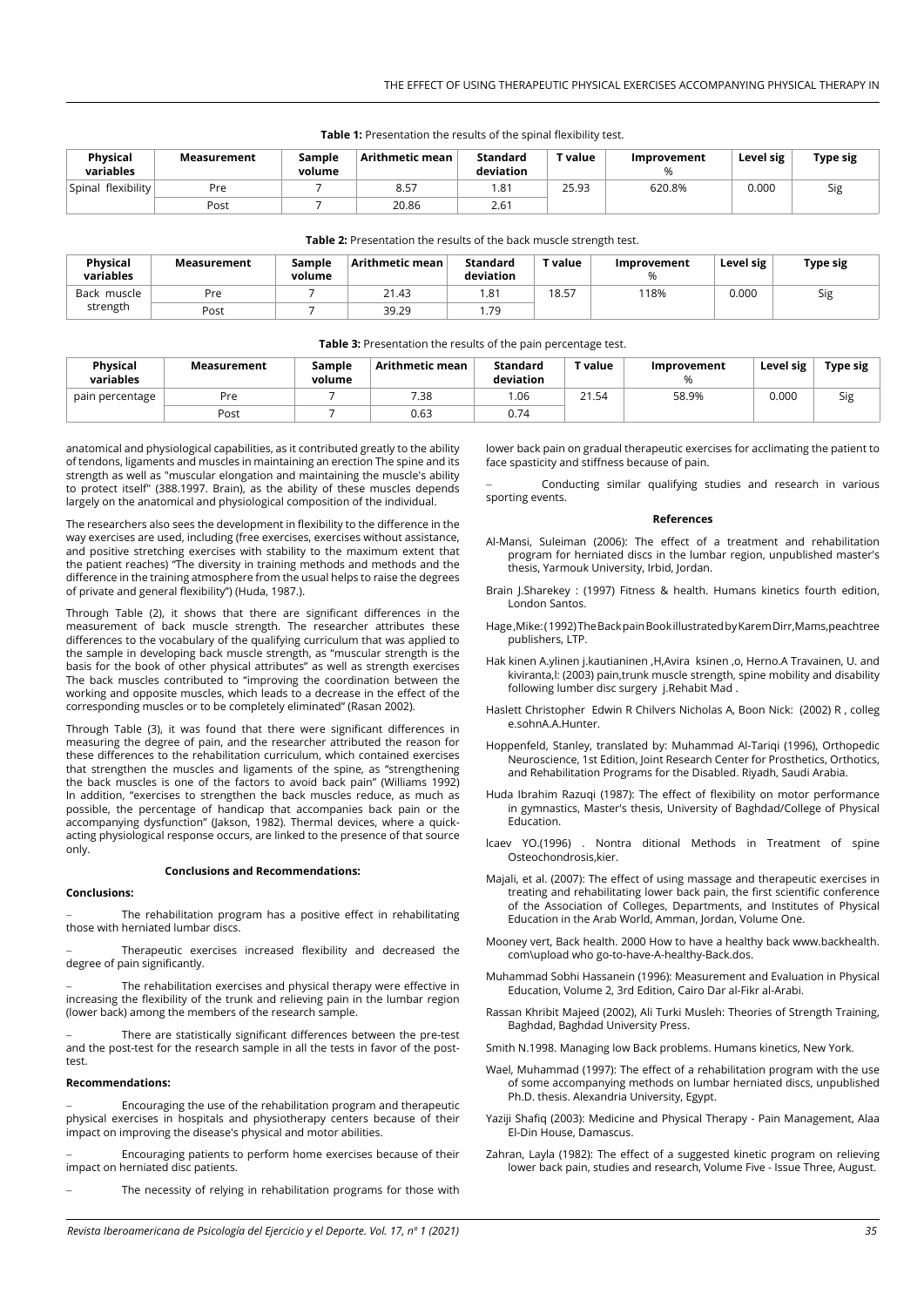**Table 1:** Presentation the results of the spinal flexibility test.

| Physical variables | Measurement | Sample volume | Arithmetic mean | Standard deviation | T value | Improvement % | Level sig | Type sig |
|---|---|---|---|---|---|---|---|---|
| Spinal flexibility | Pre | 7 | 8.57 | 1.81 | 25.93 | 620.8% | 0.000 | Sig |
| | Post | 7 | 20.86 | 2.61 | | | | |

**Table 2:** Presentation the results of the back muscle strength test.

| Physical variables | Measurement | Sample volume | Arithmetic mean | Standard deviation | T value | Improvement % | Level sig | Type sig |
|---|---|---|---|---|---|---|---|---|
| Back muscle strength | Pre | 7 | 21.43 | 1.81 | 18.57 | 118% | 0.000 | Sig |
| | Post | 7 | 39.29 | 1.79 | | | | |

**Table 3:** Presentation the results of the pain percentage test.

| Physical variables | Measurement | Sample volume | Arithmetic mean | Standard deviation | T value | Improvement % | Level sig | Type sig |
|---|---|---|---|---|---|---|---|---|
| pain percentage | Pre | 7 | 7.38 | 1.06 | 21.54 | 58.9% | 0.000 | Sig |
| | Post | 7 | 0.63 | 0.74 | | | | |

anatomical and physiological capabilities, as it contributed greatly to the ability of tendons, ligaments and muscles in maintaining an erection The spine and its strength as well as "muscular elongation and maintaining the muscle's ability to protect itself" (388.1997. Brain), as the ability of these muscles depends largely on the anatomical and physiological composition of the individual.

The researchers also sees the development in flexibility to the difference in the way exercises are used, including (free exercises, exercises without assistance, and positive stretching exercises with stability to the maximum extent that the patient reaches) "The diversity in training methods and methods and the difference in the training atmosphere from the usual helps to raise the degrees of private and general flexibility") (Huda, 1987.).

Through Table (2), it shows that there are significant differences in the measurement of back muscle strength. The researcher attributes these differences to the vocabulary of the qualifying curriculum that was applied to the sample in developing back muscle strength, as "muscular strength is the basis for the book of other physical attributes" as well as strength exercises The back muscles contributed to "improving the coordination between the working and opposite muscles, which leads to a decrease in the effect of the corresponding muscles or to be completely eliminated" (Rasan 2002).

Through Table (3), it was found that there were significant differences in measuring the degree of pain, and the researcher attributed the reason for these differences to the rehabilitation curriculum, which contained exercises that strengthen the muscles and ligaments of the spine, as "strengthening the back muscles is one of the factors to avoid back pain" (Williams 1992) In addition, "exercises to strengthen the back muscles reduce, as much as possible, the percentage of handicap that accompanies back pain or the accompanying dysfunction" (Jakson, 1982). Thermal devices, where a quick-acting physiological response occurs, are linked to the presence of that source only.

## Conclusions and Recommendations:

**Conclusions:**

– The rehabilitation program has a positive effect in rehabilitating those with herniated lumbar discs.

– Therapeutic exercises increased flexibility and decreased the degree of pain significantly.

– The rehabilitation exercises and physical therapy were effective in increasing the flexibility of the trunk and relieving pain in the lumbar region (lower back) among the members of the research sample.

– There are statistically significant differences between the pre-test and the post-test for the research sample in all the tests in favor of the post-test.

**Recommendations:**

– Encouraging the use of the rehabilitation program and therapeutic physical exercises in hospitals and physiotherapy centers because of their impact on improving the disease's physical and motor abilities.

– Encouraging patients to perform home exercises because of their impact on herniated disc patients.

– The necessity of relying in rehabilitation programs for those with lower back pain on gradual therapeutic exercises for acclimating the patient to face spasticity and stiffness because of pain.

– Conducting similar qualifying studies and research in various sporting events.

## References

Al-Mansi, Suleiman (2006): The effect of a treatment and rehabilitation program for herniated discs in the lumbar region, unpublished master's thesis, Yarmouk University, Irbid, Jordan.

Brain J.Sharekey : (1997) Fitness & health. Humans kinetics fourth edition, London Santos.

Hage,Mike: (1992) The Back pain Book illustrated by Karem Dirr, Mams, peachtree publishers, LTP.

Hak kinen A.ylinen j.kautianinen ,H,Avira ksinen ,o, Herno.A Travainen, U. and kiviranta,l: (2003) pain,trunk muscle strength, spine mobility and disability following lumber disc surgery j.Rehabit Mad .

Haslett Christopher Edwin R Chilvers Nicholas A, Boon Nick: (2002) R , colleg e.sohnA.A.Hunter.

Hoppenfeld, Stanley, translated by: Muhammad Al-Tariqi (1996), Orthopedic Neuroscience, 1st Edition, Joint Research Center for Prosthetics, Orthotics, and Rehabilitation Programs for the Disabled. Riyadh, Saudi Arabia.

Huda Ibrahim Razuqi (1987): The effect of flexibility on motor performance in gymnastics, Master's thesis, University of Baghdad/College of Physical Education.

lcaev YO.(1996) . Nontra ditional Methods in Treatment of spine Osteochondrosis,kier.

Majali, et al. (2007): The effect of using massage and therapeutic exercises in treating and rehabilitating lower back pain, the first scientific conference of the Association of Colleges, Departments, and Institutes of Physical Education in the Arab World, Amman, Jordan, Volume One.

Mooney vert, Back health. 2000 How to have a healthy back www.backhealth. com\upload who go-to-have-A-healthy-Back.dos.

Muhammad Sobhi Hassanein (1996): Measurement and Evaluation in Physical Education, Volume 2, 3rd Edition, Cairo Dar al-Fikr al-Arabi.

Rassan Khribit Majeed (2002), Ali Turki Musleh: Theories of Strength Training, Baghdad, Baghdad University Press.

Smith N.1998. Managing low Back problems. Humans kinetics, New York.

Wael, Muhammad (1997): The effect of a rehabilitation program with the use of some accompanying methods on lumbar herniated discs, unpublished Ph.D. thesis. Alexandria University, Egypt.

Yaziji Shafiq (2003): Medicine and Physical Therapy - Pain Management, Alaa El-Din House, Damascus.

Zahran, Layla (1982): The effect of a suggested kinetic program on relieving lower back pain, studies and research, Volume Five - Issue Three, August.